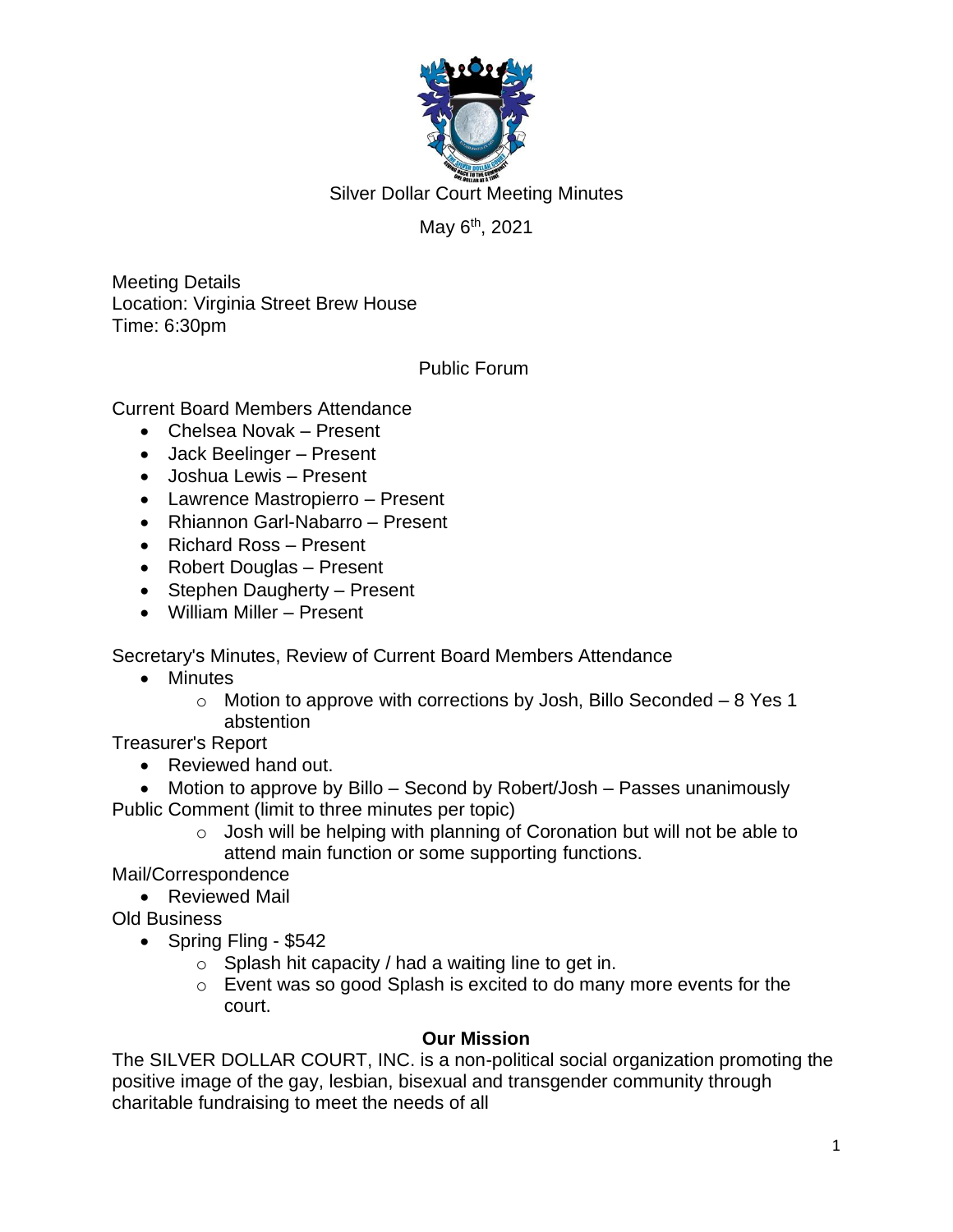# Silver Dollar Court Meeting Minutes

May 6th, 2021

Meeting Details
Location: Virginia Street Brew House
Time: 6:30pm

## Public Forum

Current Board Members Attendance

- Chelsea Novak – Present
- Jack Beelinger – Present
- Joshua Lewis – Present
- Lawrence Mastropierro – Present
- Rhiannon Garl-Nabarro – Present
- Richard Ross – Present
- Robert Douglas – Present
- Stephen Daugherty – Present
- William Miller – Present

Secretary's Minutes, Review of Current Board Members Attendance

- Minutes
  - Motion to approve with corrections by Josh, Billo Seconded – 8 Yes 1 abstention

Treasurer's Report

- Reviewed hand out.
- Motion to approve by Billo – Second by Robert/Josh – Passes unanimously

Public Comment (limit to three minutes per topic)

- Josh will be helping with planning of Coronation but will not be able to attend main function or some supporting functions.

Mail/Correspondence

- Reviewed Mail

Old Business

- Spring Fling - $542
  - Splash hit capacity / had a waiting line to get in.
  - Event was so good Splash is excited to do many more events for the court.

**Our Mission**

The SILVER DOLLAR COURT, INC. is a non-political social organization promoting the positive image of the gay, lesbian, bisexual and transgender community through charitable fundraising to meet the needs of all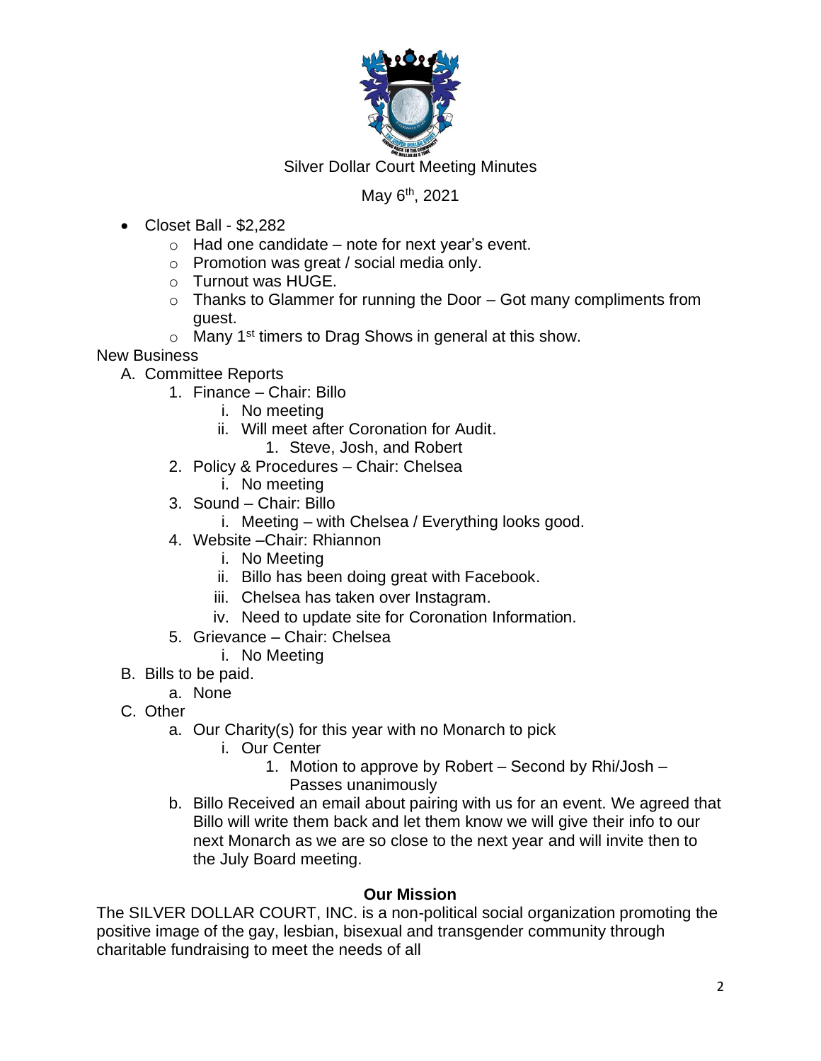Silver Dollar Court Meeting Minutes

May 6th, 2021

- Closet Ball - $2,282
  - Had one candidate – note for next year's event.
  - Promotion was great / social media only.
  - Turnout was HUGE.
  - Thanks to Glammer for running the Door – Got many compliments from guest.
  - Many 1st timers to Drag Shows in general at this show.

New Business

A. Committee Reports
   1. Finance – Chair: Billo
      i. No meeting
      ii. Will meet after Coronation for Audit.
         1. Steve, Josh, and Robert
   2. Policy & Procedures – Chair: Chelsea
      i. No meeting
   3. Sound – Chair: Billo
      i. Meeting – with Chelsea / Everything looks good.
   4. Website –Chair: Rhiannon
      i. No Meeting
      ii. Billo has been doing great with Facebook.
      iii. Chelsea has taken over Instagram.
      iv. Need to update site for Coronation Information.
   5. Grievance – Chair: Chelsea
      i. No Meeting

B. Bills to be paid.
   a. None

C. Other
   a. Our Charity(s) for this year with no Monarch to pick
      i. Our Center
         1. Motion to approve by Robert – Second by Rhi/Josh – Passes unanimously
   b. Billo Received an email about pairing with us for an event. We agreed that Billo will write them back and let them know we will give their info to our next Monarch as we are so close to the next year and will invite then to the July Board meeting.

**Our Mission**

The SILVER DOLLAR COURT, INC. is a non-political social organization promoting the positive image of the gay, lesbian, bisexual and transgender community through charitable fundraising to meet the needs of all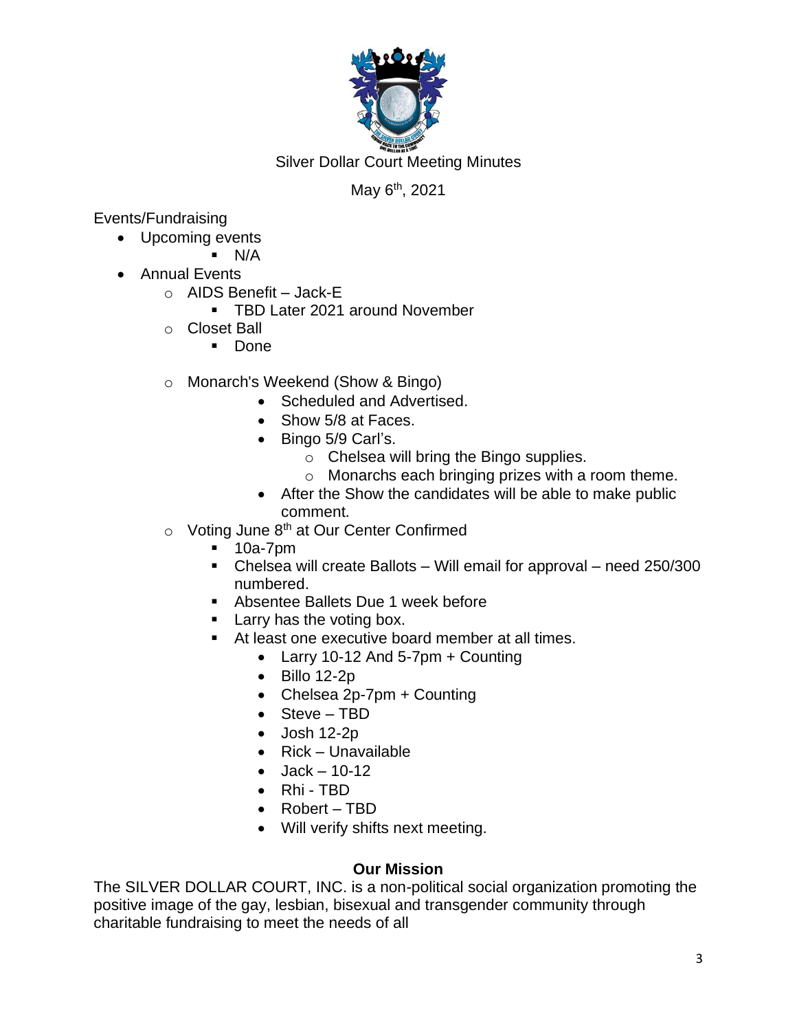Silver Dollar Court Meeting Minutes

May 6th, 2021

Events/Fundraising

- Upcoming events
  - N/A
- Annual Events
  - AIDS Benefit – Jack-E
    - TBD Later 2021 around November
  - Closet Ball
    - Done
  - Monarch's Weekend (Show & Bingo)
    - Scheduled and Advertised.
    - Show 5/8 at Faces.
    - Bingo 5/9 Carl's.
      - Chelsea will bring the Bingo supplies.
      - Monarchs each bringing prizes with a room theme.
    - After the Show the candidates will be able to make public comment.
  - Voting June 8th at Our Center Confirmed
    - 10a-7pm
    - Chelsea will create Ballots – Will email for approval – need 250/300 numbered.
    - Absentee Ballets Due 1 week before
    - Larry has the voting box.
    - At least one executive board member at all times.
      - Larry 10-12 And 5-7pm + Counting
      - Billo 12-2p
      - Chelsea 2p-7pm + Counting
      - Steve – TBD
      - Josh 12-2p
      - Rick – Unavailable
      - Jack – 10-12
      - Rhi - TBD
      - Robert – TBD
      - Will verify shifts next meeting.

**Our Mission**

The SILVER DOLLAR COURT, INC. is a non-political social organization promoting the positive image of the gay, lesbian, bisexual and transgender community through charitable fundraising to meet the needs of all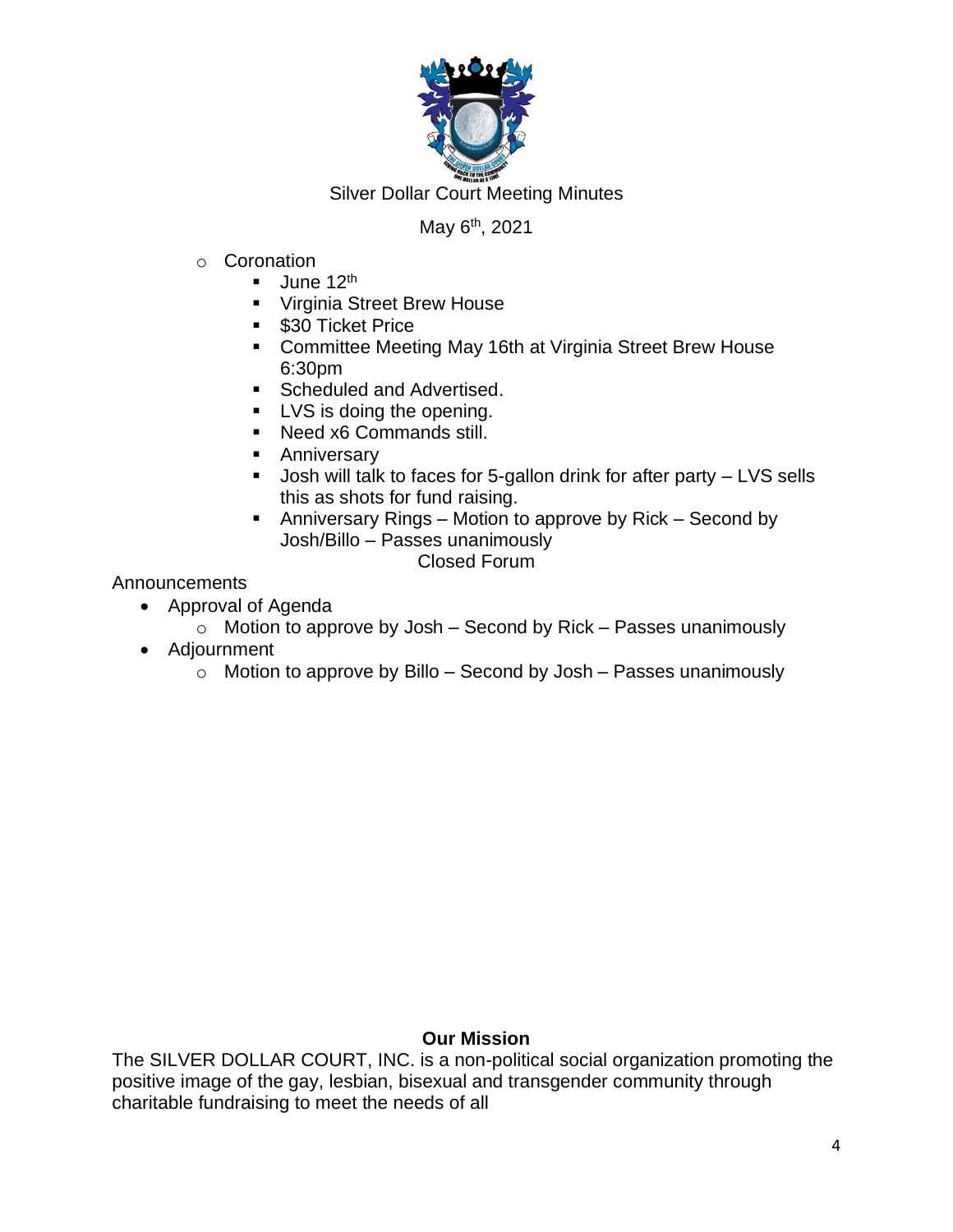Silver Dollar Court Meeting Minutes

May 6th, 2021

- Coronation
  - June 12th
  - Virginia Street Brew House
  - $30 Ticket Price
  - Committee Meeting May 16th at Virginia Street Brew House 6:30pm
  - Scheduled and Advertised.
  - LVS is doing the opening.
  - Need x6 Commands still.
  - Anniversary
  - Josh will talk to faces for 5-gallon drink for after party – LVS sells this as shots for fund raising.
  - Anniversary Rings – Motion to approve by Rick – Second by Josh/Billo – Passes unanimously

Closed Forum

Announcements

- Approval of Agenda
  - Motion to approve by Josh – Second by Rick – Passes unanimously
- Adjournment
  - Motion to approve by Billo – Second by Josh – Passes unanimously

**Our Mission**

The SILVER DOLLAR COURT, INC. is a non-political social organization promoting the positive image of the gay, lesbian, bisexual and transgender community through charitable fundraising to meet the needs of all